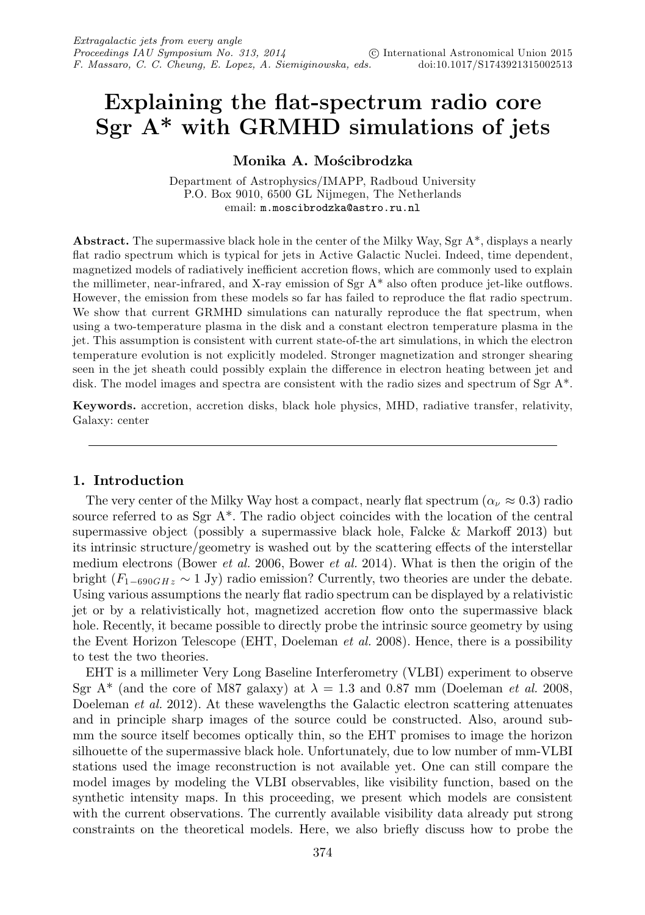# Explaining the flat-spectrum radio core Sgr A* with GRMHD simulations of jets

**Monika A. Mościbrodzka**

Department of Astrophysics/IMAPP, Radboud University
P.O. Box 9010, 6500 GL Nijmegen, The Netherlands
email: m.moscibrodzka@astro.ru.nl

**Abstract.** The supermassive black hole in the center of the Milky Way, Sgr A*, displays a nearly flat radio spectrum which is typical for jets in Active Galactic Nuclei. Indeed, time dependent, magnetized models of radiatively inefficient accretion flows, which are commonly used to explain the millimeter, near-infrared, and X-ray emission of Sgr A* also often produce jet-like outflows. However, the emission from these models so far has failed to reproduce the flat radio spectrum. We show that current GRMHD simulations can naturally reproduce the flat spectrum, when using a two-temperature plasma in the disk and a constant electron temperature plasma in the jet. This assumption is consistent with current state-of-the art simulations, in which the electron temperature evolution is not explicitly modeled. Stronger magnetization and stronger shearing seen in the jet sheath could possibly explain the difference in electron heating between jet and disk. The model images and spectra are consistent with the radio sizes and spectrum of Sgr A*.

**Keywords.** accretion, accretion disks, black hole physics, MHD, radiative transfer, relativity, Galaxy: center

## 1. Introduction

The very center of the Milky Way host a compact, nearly flat spectrum ($\alpha_\nu \approx 0.3$) radio source referred to as Sgr A*. The radio object coincides with the location of the central supermassive object (possibly a supermassive black hole, Falcke & Markoff 2013) but its intrinsic structure/geometry is washed out by the scattering effects of the interstellar medium electrons (Bower *et al.* 2006, Bower *et al.* 2014). What is then the origin of the bright ($F_{1-690GHz} \sim 1$ Jy) radio emission? Currently, two theories are under the debate. Using various assumptions the nearly flat radio spectrum can be displayed by a relativistic jet or by a relativistically hot, magnetized accretion flow onto the supermassive black hole. Recently, it became possible to directly probe the intrinsic source geometry by using the Event Horizon Telescope (EHT, Doeleman *et al.* 2008). Hence, there is a possibility to test the two theories.

EHT is a millimeter Very Long Baseline Interferometry (VLBI) experiment to observe Sgr A* (and the core of M87 galaxy) at $\lambda = 1.3$ and 0.87 mm (Doeleman *et al.* 2008, Doeleman *et al.* 2012). At these wavelengths the Galactic electron scattering attenuates and in principle sharp images of the source could be constructed. Also, around sub-mm the source itself becomes optically thin, so the EHT promises to image the horizon silhouette of the supermassive black hole. Unfortunately, due to low number of mm-VLBI stations used the image reconstruction is not available yet. One can still compare the model images by modeling the VLBI observables, like visibility function, based on the synthetic intensity maps. In this proceeding, we present which models are consistent with the current observations. The currently available visibility data already put strong constraints on the theoretical models. Here, we also briefly discuss how to probe the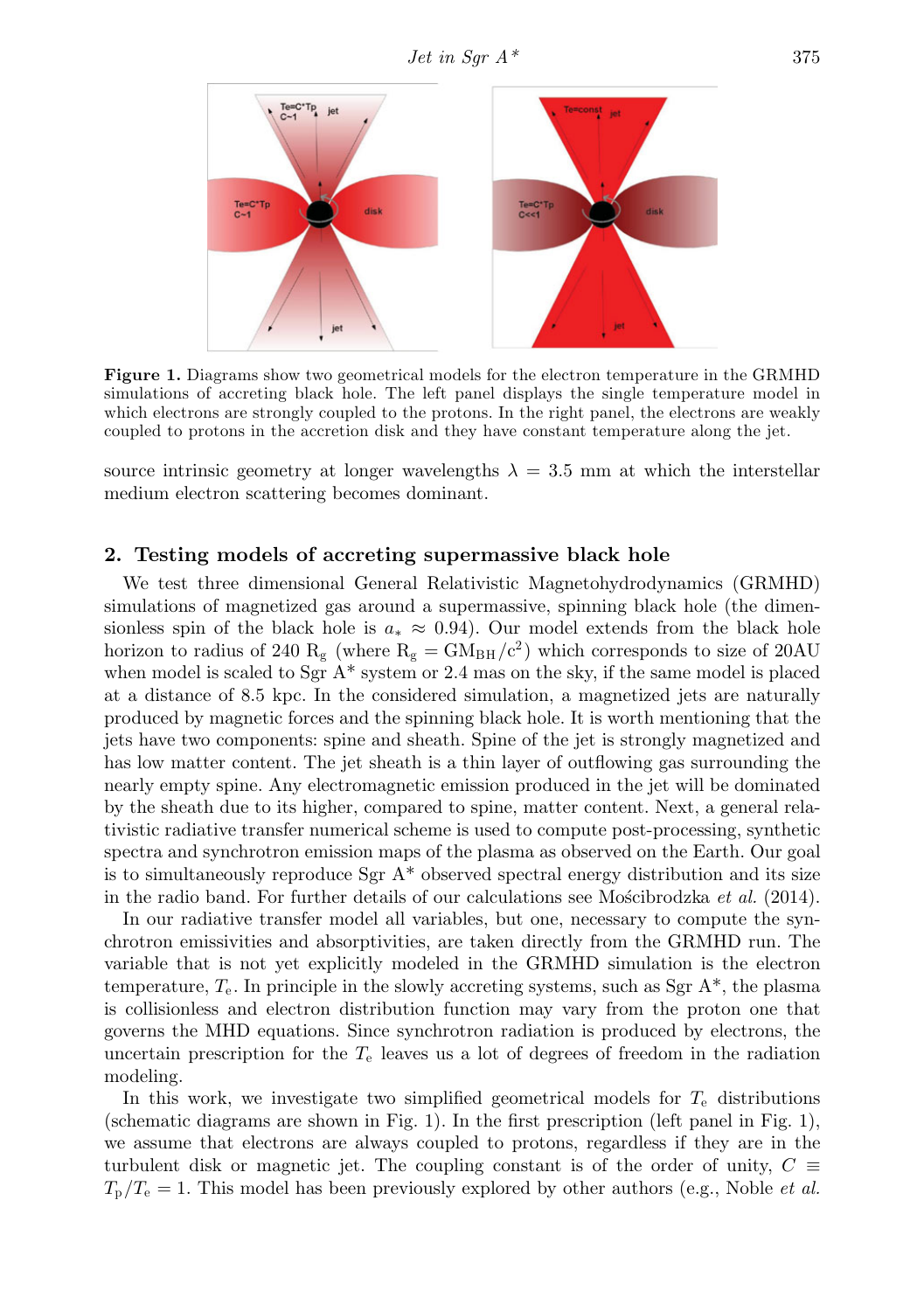**Figure 1.** Diagrams show two geometrical models for the electron temperature in the GRMHD simulations of accreting black hole. The left panel displays the single temperature model in which electrons are strongly coupled to the protons. In the right panel, the electrons are weakly coupled to protons in the accretion disk and they have constant temperature along the jet.

source intrinsic geometry at longer wavelengths $\lambda = 3.5$ mm at which the interstellar medium electron scattering becomes dominant.

## 2. Testing models of accreting supermassive black hole

We test three dimensional General Relativistic Magnetohydrodynamics (GRMHD) simulations of magnetized gas around a supermassive, spinning black hole (the dimensionless spin of the black hole is $a_* \approx 0.94$). Our model extends from the black hole horizon to radius of 240 $R_g$ (where $R_g = GM_{BH}/c^2$) which corresponds to size of 20AU when model is scaled to Sgr A* system or 2.4 mas on the sky, if the same model is placed at a distance of 8.5 kpc. In the considered simulation, a magnetized jets are naturally produced by magnetic forces and the spinning black hole. It is worth mentioning that the jets have two components: spine and sheath. Spine of the jet is strongly magnetized and has low matter content. The jet sheath is a thin layer of outflowing gas surrounding the nearly empty spine. Any electromagnetic emission produced in the jet will be dominated by the sheath due to its higher, compared to spine, matter content. Next, a general relativistic radiative transfer numerical scheme is used to compute post-processing, synthetic spectra and synchrotron emission maps of the plasma as observed on the Earth. Our goal is to simultaneously reproduce Sgr A* observed spectral energy distribution and its size in the radio band. For further details of our calculations see Mościbrodzka *et al.* (2014).

In our radiative transfer model all variables, but one, necessary to compute the synchrotron emissivities and absorptivities, are taken directly from the GRMHD run. The variable that is not yet explicitly modeled in the GRMHD simulation is the electron temperature, $T_e$. In principle in the slowly accreting systems, such as Sgr A*, the plasma is collisionless and electron distribution function may vary from the proton one that governs the MHD equations. Since synchrotron radiation is produced by electrons, the uncertain prescription for the $T_e$ leaves us a lot of degrees of freedom in the radiation modeling.

In this work, we investigate two simplified geometrical models for $T_e$ distributions (schematic diagrams are shown in Fig. 1). In the first prescription (left panel in Fig. 1), we assume that electrons are always coupled to protons, regardless if they are in the turbulent disk or magnetic jet. The coupling constant is of the order of unity, $C \equiv T_p/T_e = 1$. This model has been previously explored by other authors (e.g., Noble *et al.*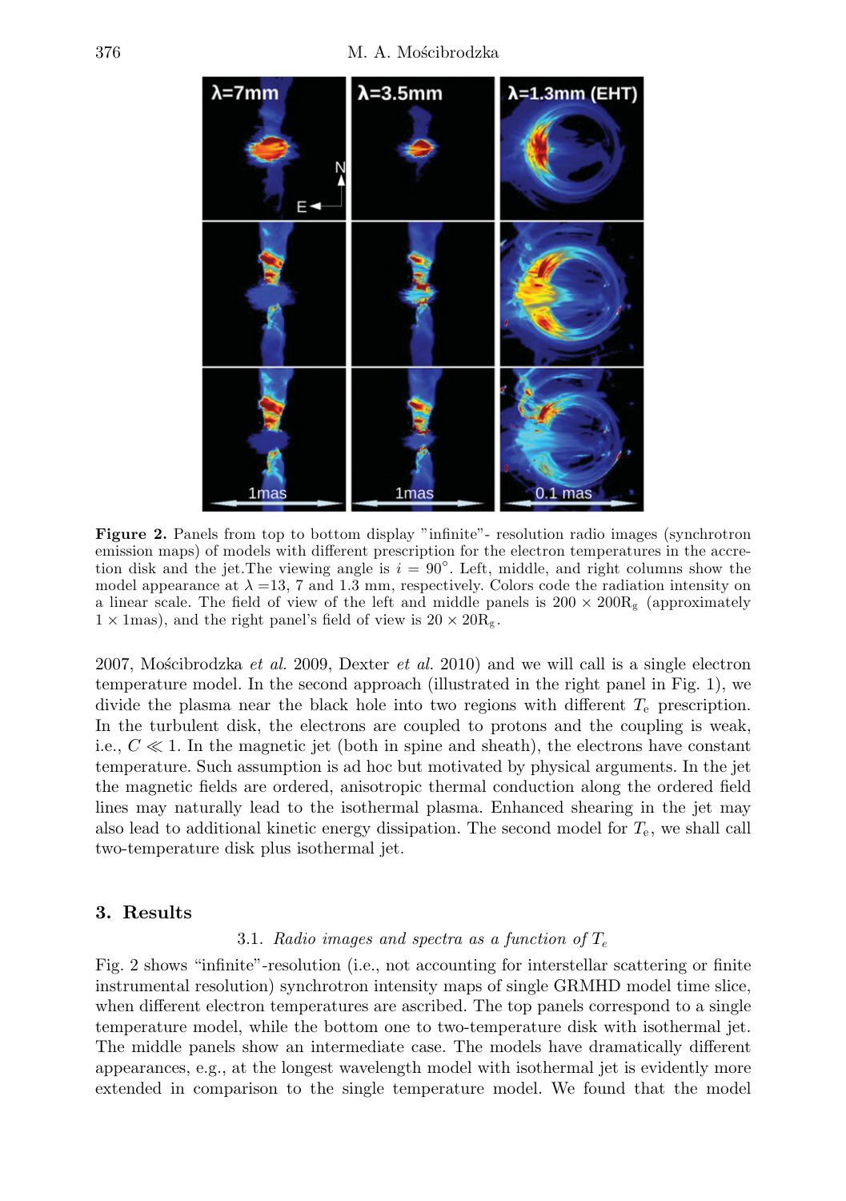**Figure 2.** Panels from top to bottom display "infinite"- resolution radio images (synchrotron emission maps) of models with different prescription for the electron temperatures in the accretion disk and the jet.The viewing angle is $i = 90°$. Left, middle, and right columns show the model appearance at $\lambda$ =13, 7 and 1.3 mm, respectively. Colors code the radiation intensity on a linear scale. The field of view of the left and middle panels is $200 \times 200 R_g$ (approximately $1 \times 1$mas), and the right panel's field of view is $20 \times 20 R_g$.

2007, Mościbrodzka *et al.* 2009, Dexter *et al.* 2010) and we will call is a single electron temperature model. In the second approach (illustrated in the right panel in Fig. 1), we divide the plasma near the black hole into two regions with different $T_e$ prescription. In the turbulent disk, the electrons are coupled to protons and the coupling is weak, i.e., $C \ll 1$. In the magnetic jet (both in spine and sheath), the electrons have constant temperature. Such assumption is ad hoc but motivated by physical arguments. In the jet the magnetic fields are ordered, anisotropic thermal conduction along the ordered field lines may naturally lead to the isothermal plasma. Enhanced shearing in the jet may also lead to additional kinetic energy dissipation. The second model for $T_e$, we shall call two-temperature disk plus isothermal jet.

## 3. Results

### 3.1. *Radio images and spectra as a function of $T_e$*

Fig. 2 shows "infinite"-resolution (i.e., not accounting for interstellar scattering or finite instrumental resolution) synchrotron intensity maps of single GRMHD model time slice, when different electron temperatures are ascribed. The top panels correspond to a single temperature model, while the bottom one to two-temperature disk with isothermal jet. The middle panels show an intermediate case. The models have dramatically different appearances, e.g., at the longest wavelength model with isothermal jet is evidently more extended in comparison to the single temperature model. We found that the model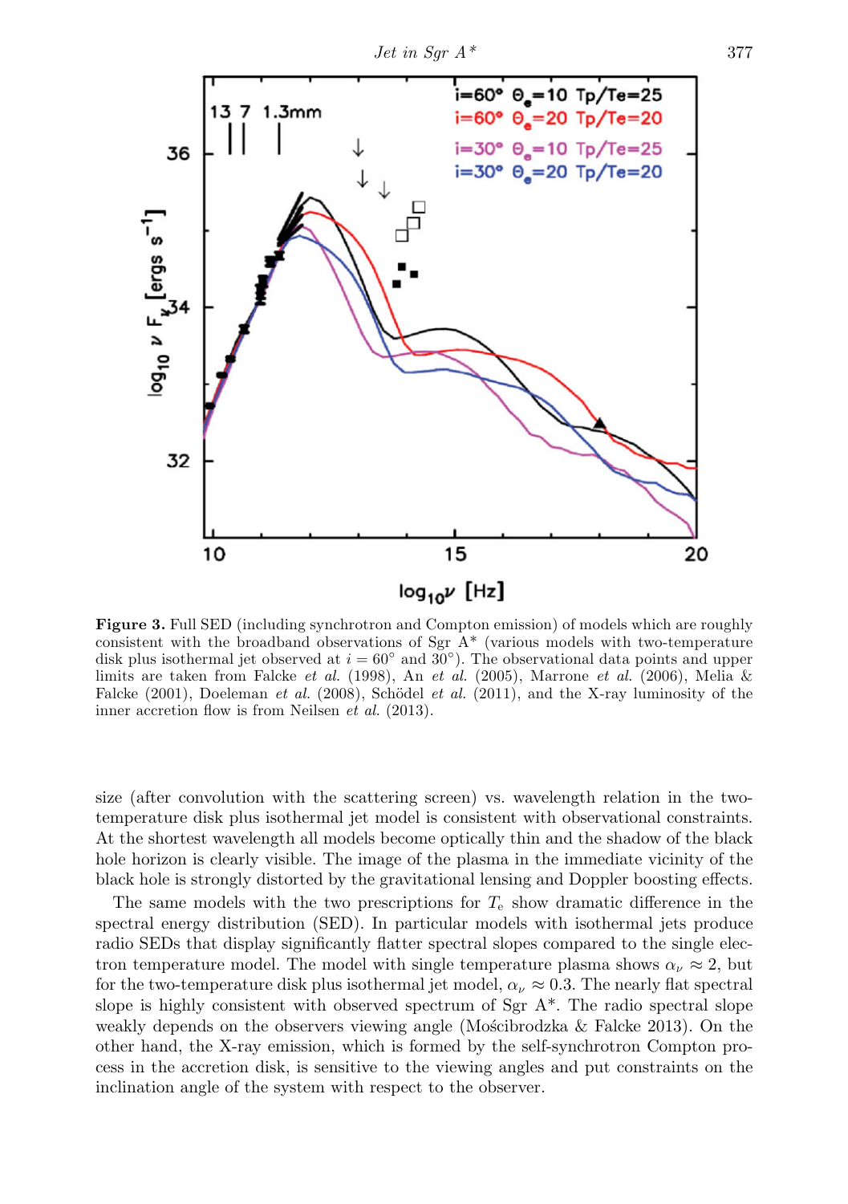**Figure 3.** Full SED (including synchrotron and Compton emission) of models which are roughly consistent with the broadband observations of Sgr A* (various models with two-temperature disk plus isothermal jet observed at $i = 60°$ and $30°$). The observational data points and upper limits are taken from Falcke *et al.* (1998), An *et al.* (2005), Marrone *et al.* (2006), Melia & Falcke (2001), Doeleman *et al.* (2008), Schödel *et al.* (2011), and the X-ray luminosity of the inner accretion flow is from Neilsen *et al.* (2013).

size (after convolution with the scattering screen) vs. wavelength relation in the two-temperature disk plus isothermal jet model is consistent with observational constraints. At the shortest wavelength all models become optically thin and the shadow of the black hole horizon is clearly visible. The image of the plasma in the immediate vicinity of the black hole is strongly distorted by the gravitational lensing and Doppler boosting effects.

The same models with the two prescriptions for $T_e$ show dramatic difference in the spectral energy distribution (SED). In particular models with isothermal jets produce radio SEDs that display significantly flatter spectral slopes compared to the single electron temperature model. The model with single temperature plasma shows $\alpha_\nu \approx 2$, but for the two-temperature disk plus isothermal jet model, $\alpha_\nu \approx 0.3$. The nearly flat spectral slope is highly consistent with observed spectrum of Sgr A*. The radio spectral slope weakly depends on the observers viewing angle (Mościbrodzka & Falcke 2013). On the other hand, the X-ray emission, which is formed by the self-synchrotron Compton process in the accretion disk, is sensitive to the viewing angles and put constraints on the inclination angle of the system with respect to the observer.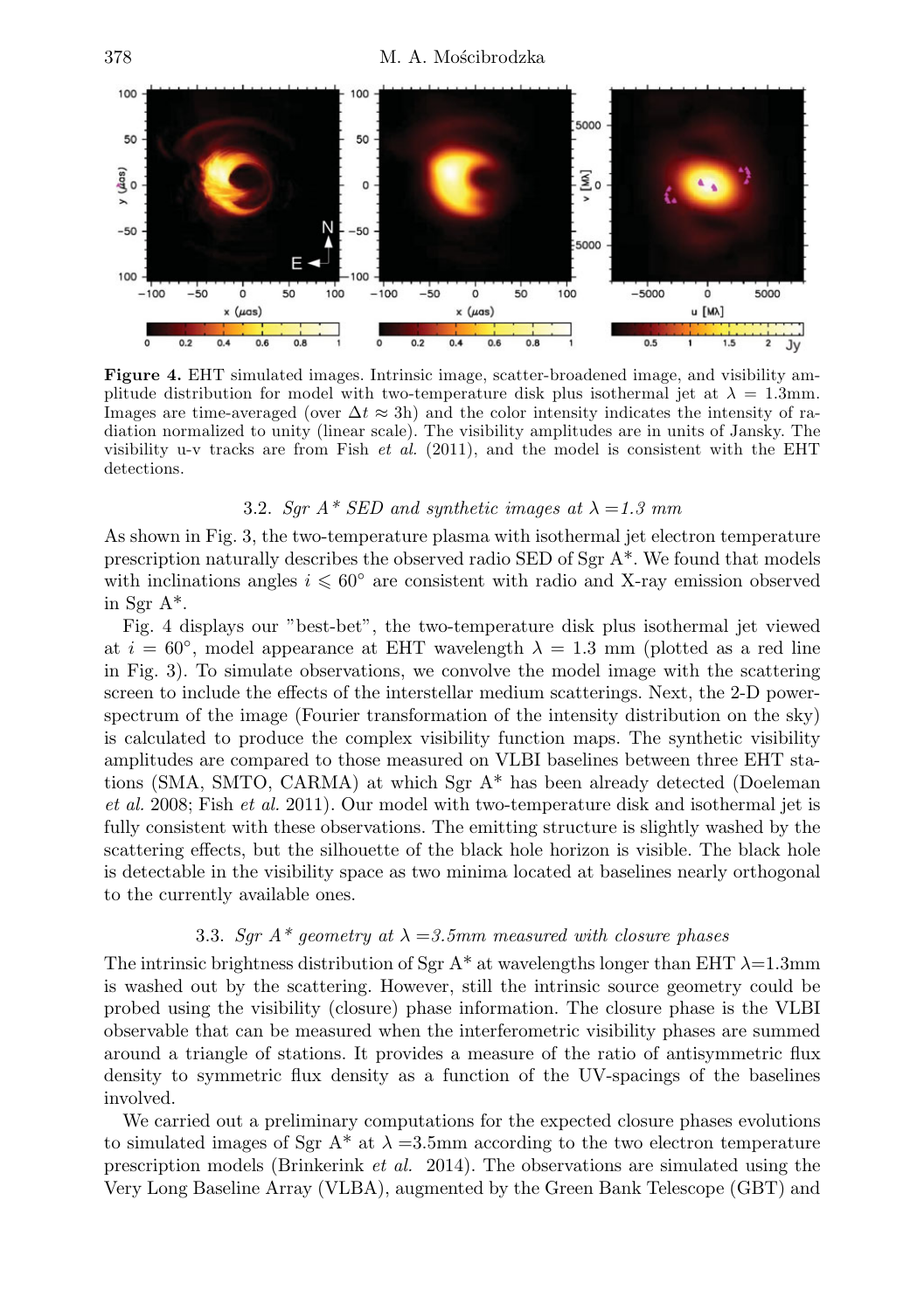**Figure 4.** EHT simulated images. Intrinsic image, scatter-broadened image, and visibility amplitude distribution for model with two-temperature disk plus isothermal jet at $\lambda = 1.3$mm. Images are time-averaged (over $\Delta t \approx 3$h) and the color intensity indicates the intensity of radiation normalized to unity (linear scale). The visibility amplitudes are in units of Jansky. The visibility u-v tracks are from Fish *et al.* (2011), and the model is consistent with the EHT detections.

### 3.2. *Sgr A\* SED and synthetic images at $\lambda$ =1.3 mm*

As shown in Fig. 3, the two-temperature plasma with isothermal jet electron temperature prescription naturally describes the observed radio SED of Sgr A*. We found that models with inclinations angles $i \leqslant 60°$ are consistent with radio and X-ray emission observed in Sgr A*.

Fig. 4 displays our "best-bet", the two-temperature disk plus isothermal jet viewed at $i = 60°$, model appearance at EHT wavelength $\lambda = 1.3$ mm (plotted as a red line in Fig. 3). To simulate observations, we convolve the model image with the scattering screen to include the effects of the interstellar medium scatterings. Next, the 2-D power-spectrum of the image (Fourier transformation of the intensity distribution on the sky) is calculated to produce the complex visibility function maps. The synthetic visibility amplitudes are compared to those measured on VLBI baselines between three EHT stations (SMA, SMTO, CARMA) at which Sgr A* has been already detected (Doeleman *et al.* 2008; Fish *et al.* 2011). Our model with two-temperature disk and isothermal jet is fully consistent with these observations. The emitting structure is slightly washed by the scattering effects, but the silhouette of the black hole horizon is visible. The black hole is detectable in the visibility space as two minima located at baselines nearly orthogonal to the currently available ones.

### 3.3. *Sgr A\* geometry at $\lambda$ =3.5mm measured with closure phases*

The intrinsic brightness distribution of Sgr A* at wavelengths longer than EHT $\lambda$=1.3mm is washed out by the scattering. However, still the intrinsic source geometry could be probed using the visibility (closure) phase information. The closure phase is the VLBI observable that can be measured when the interferometric visibility phases are summed around a triangle of stations. It provides a measure of the ratio of antisymmetric flux density to symmetric flux density as a function of the UV-spacings of the baselines involved.

We carried out a preliminary computations for the expected closure phases evolutions to simulated images of Sgr A* at $\lambda$ =3.5mm according to the two electron temperature prescription models (Brinkerink *et al.* 2014). The observations are simulated using the Very Long Baseline Array (VLBA), augmented by the Green Bank Telescope (GBT) and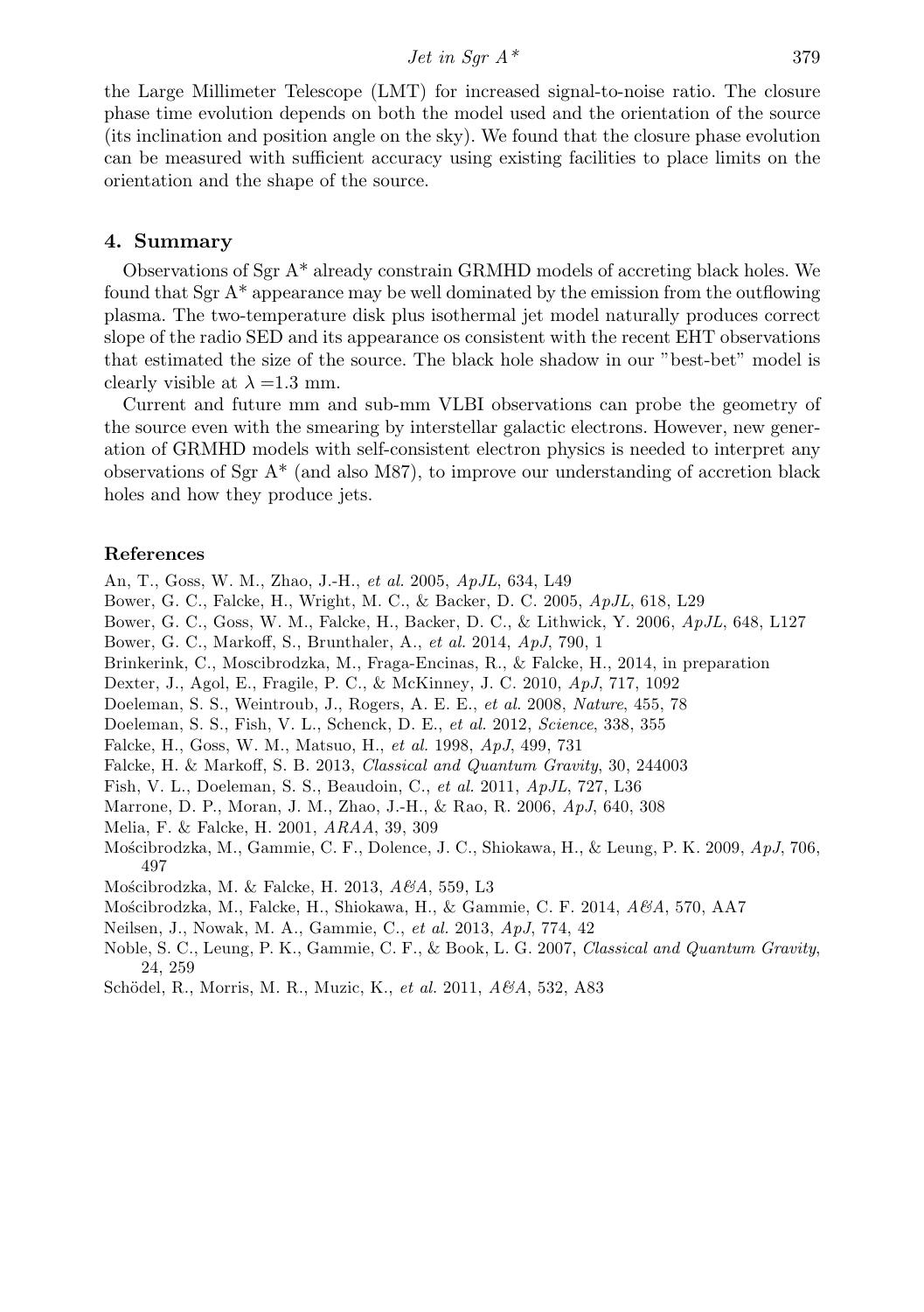the Large Millimeter Telescope (LMT) for increased signal-to-noise ratio. The closure phase time evolution depends on both the model used and the orientation of the source (its inclination and position angle on the sky). We found that the closure phase evolution can be measured with sufficient accuracy using existing facilities to place limits on the orientation and the shape of the source.

## 4. Summary

Observations of Sgr A* already constrain GRMHD models of accreting black holes. We found that Sgr A* appearance may be well dominated by the emission from the outflowing plasma. The two-temperature disk plus isothermal jet model naturally produces correct slope of the radio SED and its appearance os consistent with the recent EHT observations that estimated the size of the source. The black hole shadow in our "best-bet" model is clearly visible at $\lambda = 1.3$ mm.

Current and future mm and sub-mm VLBI observations can probe the geometry of the source even with the smearing by interstellar galactic electrons. However, new generation of GRMHD models with self-consistent electron physics is needed to interpret any observations of Sgr A* (and also M87), to improve our understanding of accretion black holes and how they produce jets.

## References

An, T., Goss, W. M., Zhao, J.-H., *et al.* 2005, *ApJL*, 634, L49

Bower, G. C., Falcke, H., Wright, M. C., & Backer, D. C. 2005, *ApJL*, 618, L29

Bower, G. C., Goss, W. M., Falcke, H., Backer, D. C., & Lithwick, Y. 2006, *ApJL*, 648, L127

Bower, G. C., Markoff, S., Brunthaler, A., *et al.* 2014, *ApJ*, 790, 1

Brinkerink, C., Moscibrodzka, M., Fraga-Encinas, R., & Falcke, H., 2014, in preparation

Dexter, J., Agol, E., Fragile, P. C., & McKinney, J. C. 2010, *ApJ*, 717, 1092

Doeleman, S. S., Weintroub, J., Rogers, A. E. E., *et al.* 2008, *Nature*, 455, 78

Doeleman, S. S., Fish, V. L., Schenck, D. E., *et al.* 2012, *Science*, 338, 355

Falcke, H., Goss, W. M., Matsuo, H., *et al.* 1998, *ApJ*, 499, 731

Falcke, H. & Markoff, S. B. 2013, *Classical and Quantum Gravity*, 30, 244003

Fish, V. L., Doeleman, S. S., Beaudoin, C., *et al.* 2011, *ApJL*, 727, L36

Marrone, D. P., Moran, J. M., Zhao, J.-H., & Rao, R. 2006, *ApJ*, 640, 308

Melia, F. & Falcke, H. 2001, *ARAA*, 39, 309

Mościbrodzka, M., Gammie, C. F., Dolence, J. C., Shiokawa, H., & Leung, P. K. 2009, *ApJ*, 706, 497

Mościbrodzka, M. & Falcke, H. 2013, *A&A*, 559, L3

Mościbrodzka, M., Falcke, H., Shiokawa, H., & Gammie, C. F. 2014, *A&A*, 570, AA7

Neilsen, J., Nowak, M. A., Gammie, C., *et al.* 2013, *ApJ*, 774, 42

Noble, S. C., Leung, P. K., Gammie, C. F., & Book, L. G. 2007, *Classical and Quantum Gravity*, 24, 259

Schödel, R., Morris, M. R., Muzic, K., *et al.* 2011, *A&A*, 532, A83